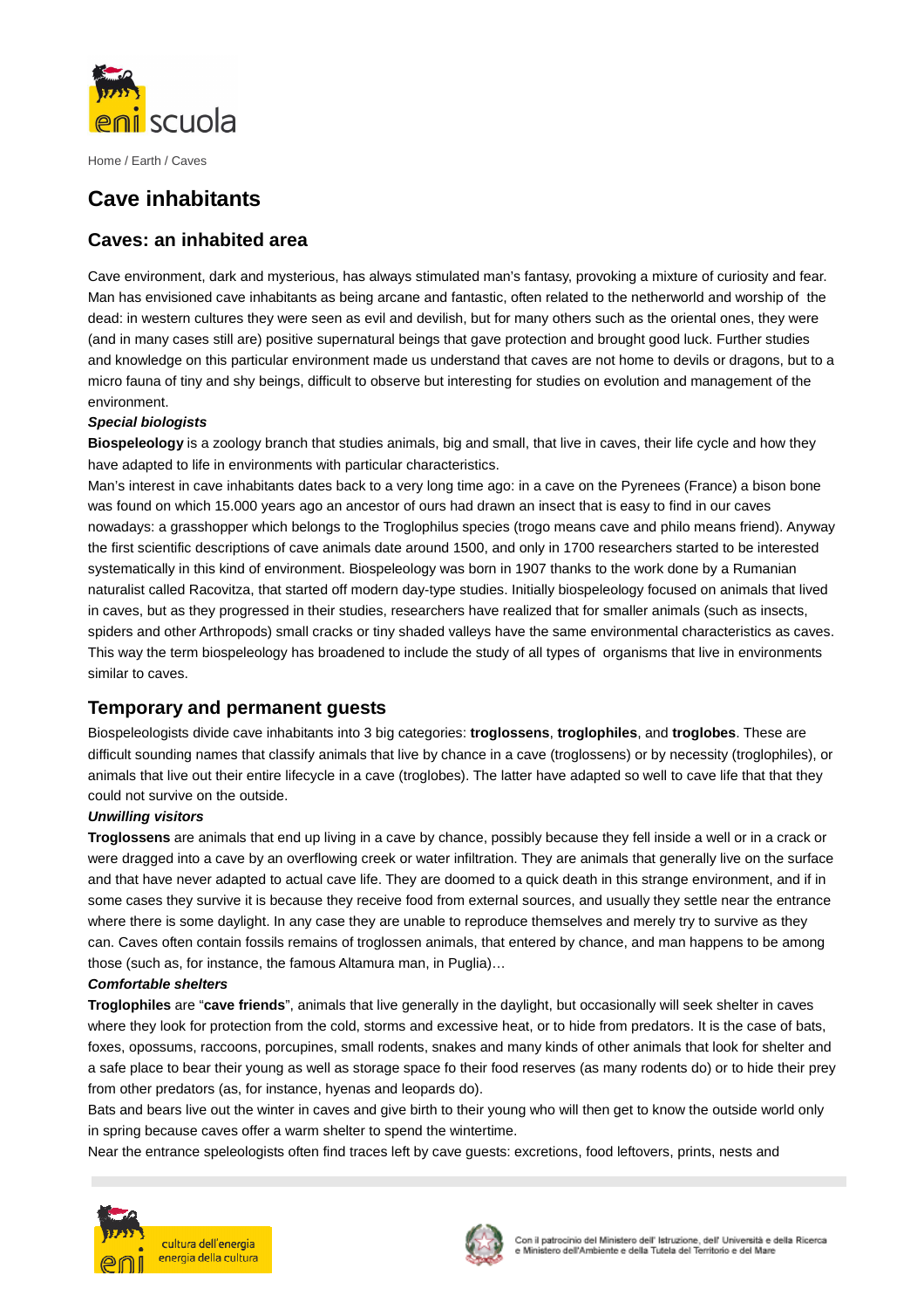Home / Earth / Caves

# Cave inhabitants

## Caves: an inhabited area

Cave environment, dark and mysterious, has always stimulated man's fantasy, provoking a mixture of curiosity and fear. Man has envisioned cave inhabitants as being arcane and fantastic, often related to the netherworld and worship of the dead: in western cultures they were seen as evil and devilish, but for many others such as the oriental ones, they were (and in many cases still are) positive supernatural beings that gave protection and brought good luck. Further studies and knowledge on this particular environment made us understand that caves are not home to devils or dragons, but to a micro fauna of tiny and shy beings, difficult to observe but interesting for studies on evolution and management of the environment.

***Special biologists***

**Biospeleology** is a zoology branch that studies animals, big and small, that live in caves, their life cycle and how they have adapted to life in environments with particular characteristics.

Man's interest in cave inhabitants dates back to a very long time ago: in a cave on the Pyrenees (France) a bison bone was found on which 15.000 years ago an ancestor of ours had drawn an insect that is easy to find in our caves nowadays: a grasshopper which belongs to the Troglophilus species (trogo means cave and philo means friend). Anyway the first scientific descriptions of cave animals date around 1500, and only in 1700 researchers started to be interested systematically in this kind of environment. Biospeleology was born in 1907 thanks to the work done by a Rumanian naturalist called Racovitza, that started off modern day-type studies. Initially biospeleology focused on animals that lived in caves, but as they progressed in their studies, researchers have realized that for smaller animals (such as insects, spiders and other Arthropods) small cracks or tiny shaded valleys have the same environmental characteristics as caves. This way the term biospeleology has broadened to include the study of all types of organisms that live in environments similar to caves.

## Temporary and permanent guests

Biospeleologists divide cave inhabitants into 3 big categories: **troglossens**, **troglophiles**, and **troglobes**. These are difficult sounding names that classify animals that live by chance in a cave (troglossens) or by necessity (troglophiles), or animals that live out their entire lifecycle in a cave (troglobes). The latter have adapted so well to cave life that that they could not survive on the outside.

***Unwilling visitors***

**Troglossens** are animals that end up living in a cave by chance, possibly because they fell inside a well or in a crack or were dragged into a cave by an overflowing creek or water infiltration. They are animals that generally live on the surface and that have never adapted to actual cave life. They are doomed to a quick death in this strange environment, and if in some cases they survive it is because they receive food from external sources, and usually they settle near the entrance where there is some daylight. In any case they are unable to reproduce themselves and merely try to survive as they can. Caves often contain fossils remains of troglossen animals, that entered by chance, and man happens to be among those (such as, for instance, the famous Altamura man, in Puglia)…

***Comfortable shelters***

**Troglophiles** are "**cave friends**", animals that live generally in the daylight, but occasionally will seek shelter in caves where they look for protection from the cold, storms and excessive heat, or to hide from predators. It is the case of bats, foxes, opossums, raccoons, porcupines, small rodents, snakes and many kinds of other animals that look for shelter and a safe place to bear their young as well as storage space fo their food reserves (as many rodents do) or to hide their prey from other predators (as, for instance, hyenas and leopards do).

Bats and bears live out the winter in caves and give birth to their young who will then get to know the outside world only in spring because caves offer a warm shelter to spend the wintertime.

Near the entrance speleologists often find traces left by cave guests: excretions, food leftovers, prints, nests and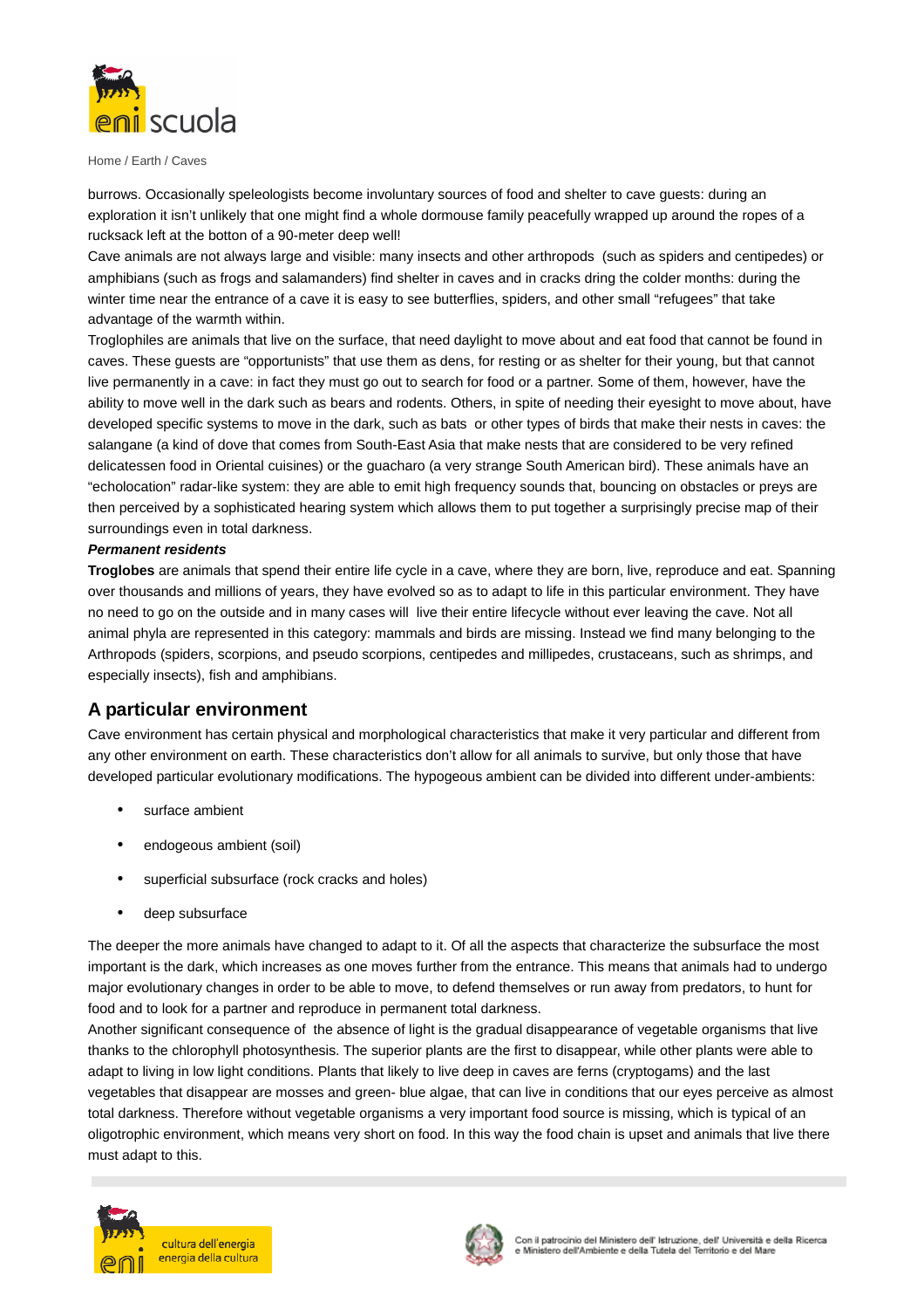burrows. Occasionally speleologists become involuntary sources of food and shelter to cave guests: during an exploration it isn't unlikely that one might find a whole dormouse family peacefully wrapped up around the ropes of a rucksack left at the botton of a 90-meter deep well!

Cave animals are not always large and visible: many insects and other arthropods (such as spiders and centipedes) or amphibians (such as frogs and salamanders) find shelter in caves and in cracks dring the colder months: during the winter time near the entrance of a cave it is easy to see butterflies, spiders, and other small "refugees" that take advantage of the warmth within.

Troglophiles are animals that live on the surface, that need daylight to move about and eat food that cannot be found in caves. These guests are "opportunists" that use them as dens, for resting or as shelter for their young, but that cannot live permanently in a cave: in fact they must go out to search for food or a partner. Some of them, however, have the ability to move well in the dark such as bears and rodents. Others, in spite of needing their eyesight to move about, have developed specific systems to move in the dark, such as bats or other types of birds that make their nests in caves: the salangane (a kind of dove that comes from South-East Asia that make nests that are considered to be very refined delicatessen food in Oriental cuisines) or the guacharo (a very strange South American bird). These animals have an "echolocation" radar-like system: they are able to emit high frequency sounds that, bouncing on obstacles or preys are then perceived by a sophisticated hearing system which allows them to put together a surprisingly precise map of their surroundings even in total darkness.

***Permanent residents***

**Troglobes** are animals that spend their entire life cycle in a cave, where they are born, live, reproduce and eat. Spanning over thousands and millions of years, they have evolved so as to adapt to life in this particular environment. They have no need to go on the outside and in many cases will live their entire lifecycle without ever leaving the cave. Not all animal phyla are represented in this category: mammals and birds are missing. Instead we find many belonging to the Arthropods (spiders, scorpions, and pseudo scorpions, centipedes and millipedes, crustaceans, such as shrimps, and especially insects), fish and amphibians.

## A particular environment

Cave environment has certain physical and morphological characteristics that make it very particular and different from any other environment on earth. These characteristics don't allow for all animals to survive, but only those that have developed particular evolutionary modifications. The hypogeous ambient can be divided into different under-ambients:

- surface ambient
- endogeous ambient (soil)
- superficial subsurface (rock cracks and holes)
- deep subsurface

The deeper the more animals have changed to adapt to it. Of all the aspects that characterize the subsurface the most important is the dark, which increases as one moves further from the entrance. This means that animals had to undergo major evolutionary changes in order to be able to move, to defend themselves or run away from predators, to hunt for food and to look for a partner and reproduce in permanent total darkness.

Another significant consequence of the absence of light is the gradual disappearance of vegetable organisms that live thanks to the chlorophyll photosynthesis. The superior plants are the first to disappear, while other plants were able to adapt to living in low light conditions. Plants that likely to live deep in caves are ferns (cryptogams) and the last vegetables that disappear are mosses and green- blue algae, that can live in conditions that our eyes perceive as almost total darkness. Therefore without vegetable organisms a very important food source is missing, which is typical of an oligotrophic environment, which means very short on food. In this way the food chain is upset and animals that live there must adapt to this.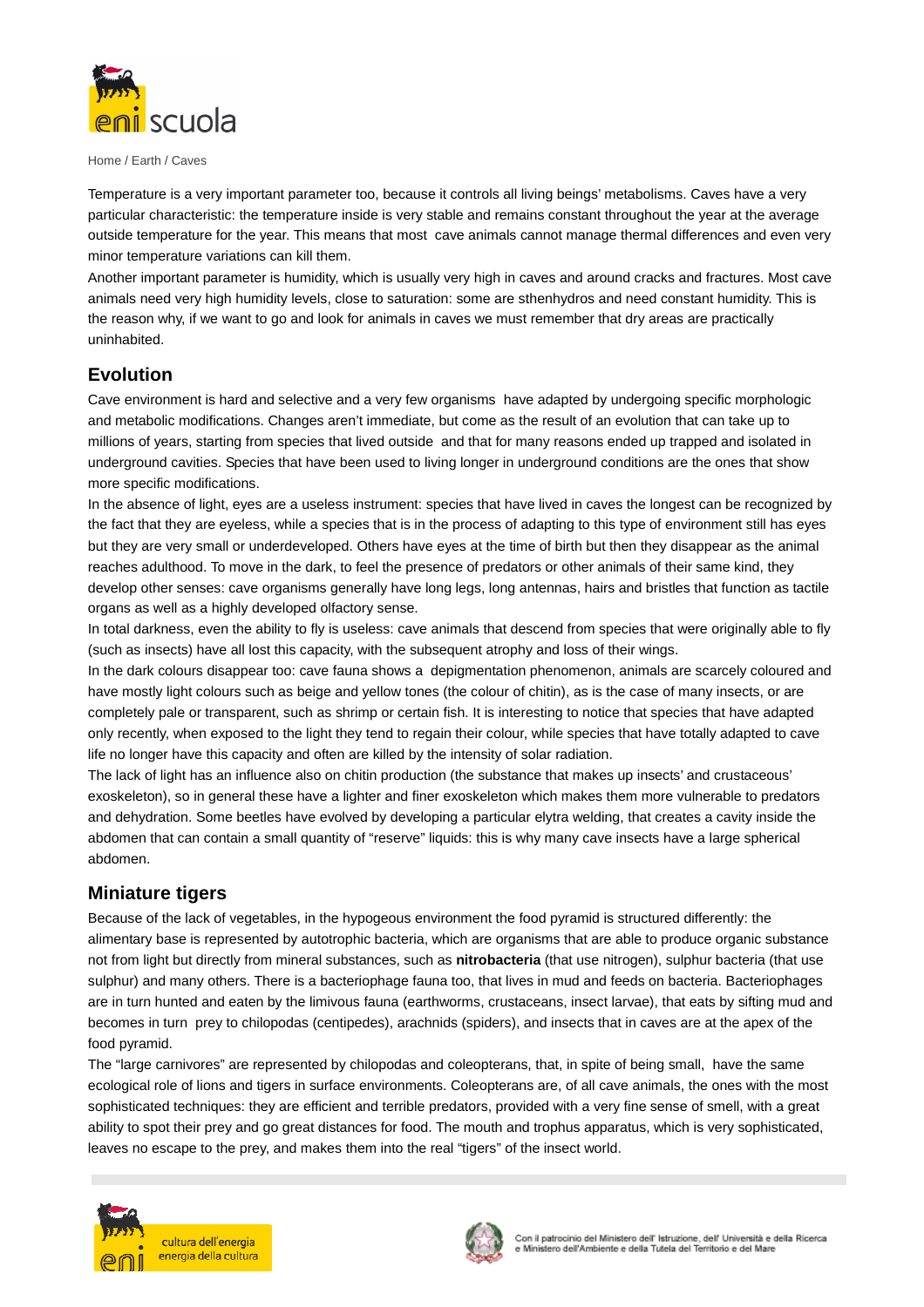Temperature is a very important parameter too, because it controls all living beings' metabolisms. Caves have a very particular characteristic: the temperature inside is very stable and remains constant throughout the year at the average outside temperature for the year. This means that most cave animals cannot manage thermal differences and even very minor temperature variations can kill them.

Another important parameter is humidity, which is usually very high in caves and around cracks and fractures. Most cave animals need very high humidity levels, close to saturation: some are sthenhydros and need constant humidity. This is the reason why, if we want to go and look for animals in caves we must remember that dry areas are practically uninhabited.

## Evolution

Cave environment is hard and selective and a very few organisms have adapted by undergoing specific morphologic and metabolic modifications. Changes aren't immediate, but come as the result of an evolution that can take up to millions of years, starting from species that lived outside and that for many reasons ended up trapped and isolated in underground cavities. Species that have been used to living longer in underground conditions are the ones that show more specific modifications.

In the absence of light, eyes are a useless instrument: species that have lived in caves the longest can be recognized by the fact that they are eyeless, while a species that is in the process of adapting to this type of environment still has eyes but they are very small or underdeveloped. Others have eyes at the time of birth but then they disappear as the animal reaches adulthood. To move in the dark, to feel the presence of predators or other animals of their same kind, they develop other senses: cave organisms generally have long legs, long antennas, hairs and bristles that function as tactile organs as well as a highly developed olfactory sense.

In total darkness, even the ability to fly is useless: cave animals that descend from species that were originally able to fly (such as insects) have all lost this capacity, with the subsequent atrophy and loss of their wings.

In the dark colours disappear too: cave fauna shows a depigmentation phenomenon, animals are scarcely coloured and have mostly light colours such as beige and yellow tones (the colour of chitin), as is the case of many insects, or are completely pale or transparent, such as shrimp or certain fish. It is interesting to notice that species that have adapted only recently, when exposed to the light they tend to regain their colour, while species that have totally adapted to cave life no longer have this capacity and often are killed by the intensity of solar radiation.

The lack of light has an influence also on chitin production (the substance that makes up insects' and crustaceous' exoskeleton), so in general these have a lighter and finer exoskeleton which makes them more vulnerable to predators and dehydration. Some beetles have evolved by developing a particular elytra welding, that creates a cavity inside the abdomen that can contain a small quantity of "reserve" liquids: this is why many cave insects have a large spherical abdomen.

## Miniature tigers

Because of the lack of vegetables, in the hypogeous environment the food pyramid is structured differently: the alimentary base is represented by autotrophic bacteria, which are organisms that are able to produce organic substance not from light but directly from mineral substances, such as **nitrobacteria** (that use nitrogen), sulphur bacteria (that use sulphur) and many others. There is a bacteriophage fauna too, that lives in mud and feeds on bacteria. Bacteriophages are in turn hunted and eaten by the limivous fauna (earthworms, crustaceans, insect larvae), that eats by sifting mud and becomes in turn prey to chilopodas (centipedes), arachnids (spiders), and insects that in caves are at the apex of the food pyramid.

The "large carnivores" are represented by chilopodas and coleopterans, that, in spite of being small, have the same ecological role of lions and tigers in surface environments. Coleopterans are, of all cave animals, the ones with the most sophisticated techniques: they are efficient and terrible predators, provided with a very fine sense of smell, with a great ability to spot their prey and go great distances for food. The mouth and trophus apparatus, which is very sophisticated, leaves no escape to the prey, and makes them into the real "tigers" of the insect world.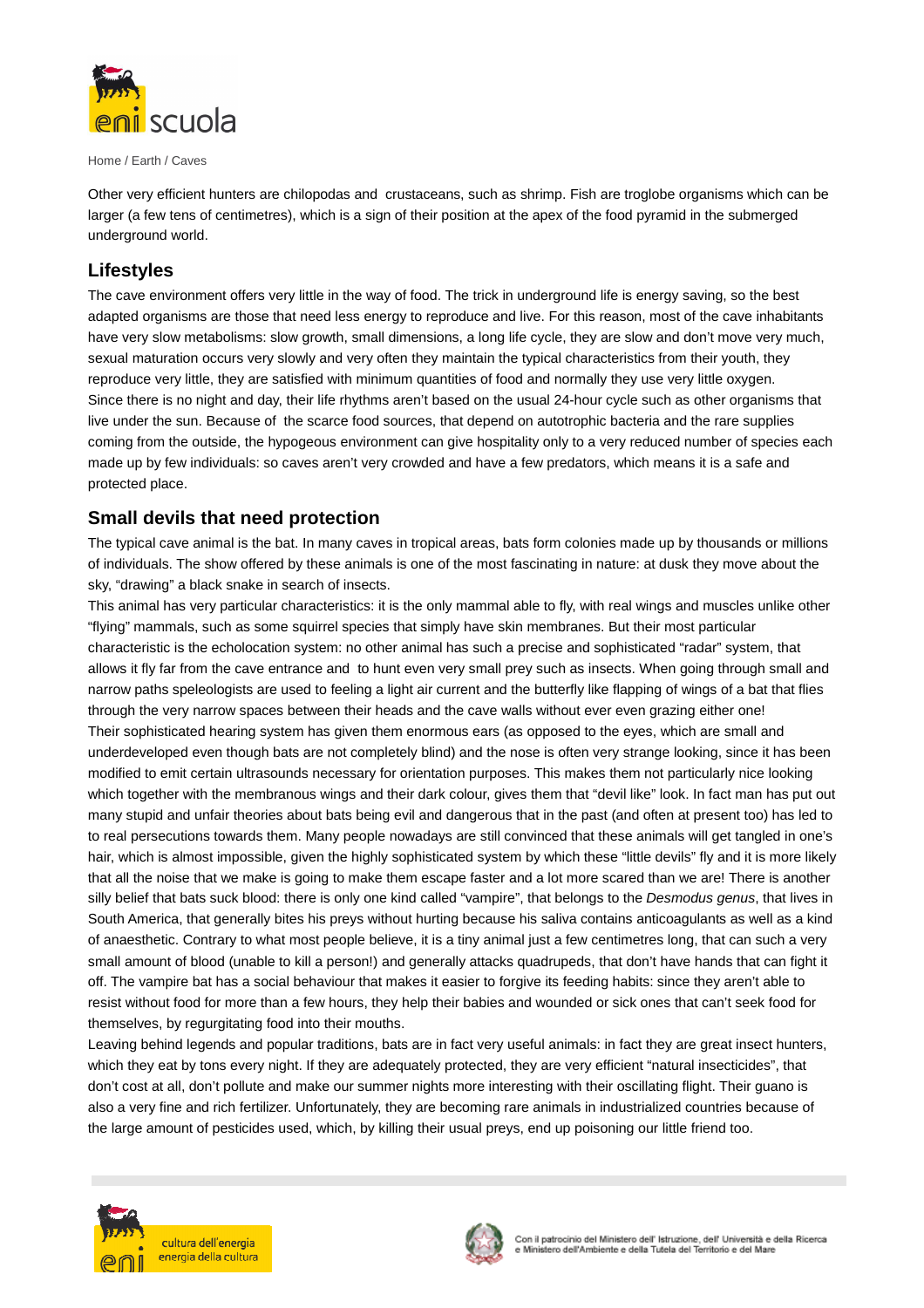Home / Earth / Caves

Other very efficient hunters are chilopodas and  crustaceans, such as shrimp. Fish are troglobe organisms which can be larger (a few tens of centimetres), which is a sign of their position at the apex of the food pyramid in the submerged underground world.

## Lifestyles

The cave environment offers very little in the way of food. The trick in underground life is energy saving, so the best adapted organisms are those that need less energy to reproduce and live. For this reason, most of the cave inhabitants have very slow metabolisms: slow growth, small dimensions, a long life cycle, they are slow and don't move very much, sexual maturation occurs very slowly and very often they maintain the typical characteristics from their youth, they reproduce very little, they are satisfied with minimum quantities of food and normally they use very little oxygen.
Since there is no night and day, their life rhythms aren't based on the usual 24-hour cycle such as other organisms that live under the sun. Because of  the scarce food sources, that depend on autotrophic bacteria and the rare supplies coming from the outside, the hypogeous environment can give hospitality only to a very reduced number of species each made up by few individuals: so caves aren't very crowded and have a few predators, which means it is a safe and protected place.

## Small devils that need protection

The typical cave animal is the bat. In many caves in tropical areas, bats form colonies made up by thousands or millions of individuals. The show offered by these animals is one of the most fascinating in nature: at dusk they move about the sky, "drawing" a black snake in search of insects.
This animal has very particular characteristics: it is the only mammal able to fly, with real wings and muscles unlike other "flying" mammals, such as some squirrel species that simply have skin membranes. But their most particular characteristic is the echolocation system: no other animal has such a precise and sophisticated "radar" system, that allows it fly far from the cave entrance and  to hunt even very small prey such as insects. When going through small and narrow paths speleologists are used to feeling a light air current and the butterfly like flapping of wings of a bat that flies through the very narrow spaces between their heads and the cave walls without ever even grazing either one!
Their sophisticated hearing system has given them enormous ears (as opposed to the eyes, which are small and underdeveloped even though bats are not completely blind) and the nose is often very strange looking, since it has been modified to emit certain ultrasounds necessary for orientation purposes. This makes them not particularly nice looking which together with the membranous wings and their dark colour, gives them that "devil like" look. In fact man has put out many stupid and unfair theories about bats being evil and dangerous that in the past (and often at present too) has led to to real persecutions towards them. Many people nowadays are still convinced that these animals will get tangled in one's hair, which is almost impossible, given the highly sophisticated system by which these "little devils" fly and it is more likely that all the noise that we make is going to make them escape faster and a lot more scared than we are! There is another silly belief that bats suck blood: there is only one kind called "vampire", that belongs to the *Desmodus genus*, that lives in South America, that generally bites his preys without hurting because his saliva contains anticoagulants as well as a kind of anaesthetic. Contrary to what most people believe, it is a tiny animal just a few centimetres long, that can such a very small amount of blood (unable to kill a person!) and generally attacks quadrupeds, that don't have hands that can fight it off. The vampire bat has a social behaviour that makes it easier to forgive its feeding habits: since they aren't able to resist without food for more than a few hours, they help their babies and wounded or sick ones that can't seek food for themselves, by regurgitating food into their mouths.
Leaving behind legends and popular traditions, bats are in fact very useful animals: in fact they are great insect hunters, which they eat by tons every night. If they are adequately protected, they are very efficient "natural insecticides", that don't cost at all, don't pollute and make our summer nights more interesting with their oscillating flight. Their guano is also a very fine and rich fertilizer. Unfortunately, they are becoming rare animals in industrialized countries because of the large amount of pesticides used, which, by killing their usual preys, end up poisoning our little friend too.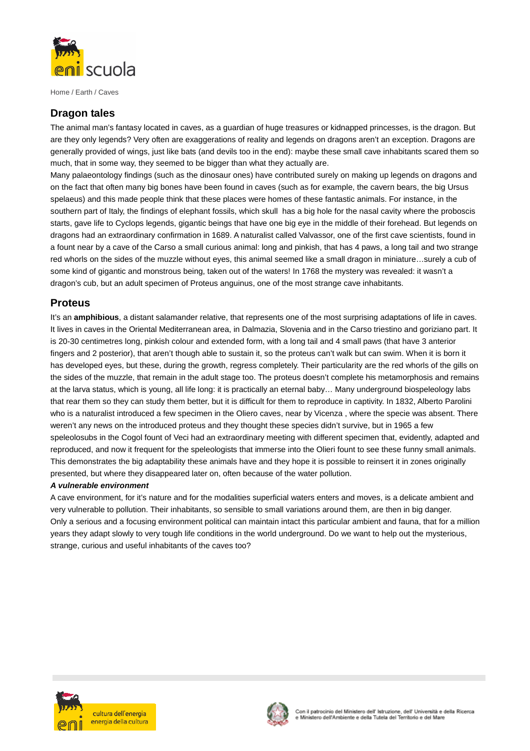Home / Earth / Caves

## Dragon tales

The animal man's fantasy located in caves, as a guardian of huge treasures or kidnapped princesses, is the dragon. But are they only legends? Very often are exaggerations of reality and legends on dragons aren't an exception. Dragons are generally provided of wings, just like bats (and devils too in the end): maybe these small cave inhabitants scared them so much, that in some way, they seemed to be bigger than what they actually are.
Many palaeontology findings (such as the dinosaur ones) have contributed surely on making up legends on dragons and on the fact that often many big bones have been found in caves (such as for example, the cavern bears, the big Ursus spelaeus) and this made people think that these places were homes of these fantastic animals. For instance, in the southern part of Italy, the findings of elephant fossils, which skull has a big hole for the nasal cavity where the proboscis starts, gave life to Cyclops legends, gigantic beings that have one big eye in the middle of their forehead. But legends on dragons had an extraordinary confirmation in 1689. A naturalist called Valvassor, one of the first cave scientists, found in a fount near by a cave of the Carso a small curious animal: long and pinkish, that has 4 paws, a long tail and two strange red whorls on the sides of the muzzle without eyes, this animal seemed like a small dragon in miniature…surely a cub of some kind of gigantic and monstrous being, taken out of the waters! In 1768 the mystery was revealed: it wasn't a dragon's cub, but an adult specimen of Proteus anguinus, one of the most strange cave inhabitants.

## Proteus

It's an **amphibious**, a distant salamander relative, that represents one of the most surprising adaptations of life in caves. It lives in caves in the Oriental Mediterranean area, in Dalmazia, Slovenia and in the Carso triestino and goriziano part. It is 20-30 centimetres long, pinkish colour and extended form, with a long tail and 4 small paws (that have 3 anterior fingers and 2 posterior), that aren't though able to sustain it, so the proteus can't walk but can swim. When it is born it has developed eyes, but these, during the growth, regress completely. Their particularity are the red whorls of the gills on the sides of the muzzle, that remain in the adult stage too. The proteus doesn't complete his metamorphosis and remains at the larva status, which is young, all life long: it is practically an eternal baby… Many underground biospeleology labs that rear them so they can study them better, but it is difficult for them to reproduce in captivity. In 1832, Alberto Parolini who is a naturalist introduced a few specimen in the Oliero caves, near by Vicenza , where the specie was absent. There weren't any news on the introduced proteus and they thought these species didn't survive, but in 1965 a few speleolosubs in the Cogol fount of Veci had an extraordinary meeting with different specimen that, evidently, adapted and reproduced, and now it frequent for the speleologists that immerse into the Olieri fount to see these funny small animals. This demonstrates the big adaptability these animals have and they hope it is possible to reinsert it in zones originally presented, but where they disappeared later on, often because of the water pollution.

***A vulnerable environment***

A cave environment, for it's nature and for the modalities superficial waters enters and moves, is a delicate ambient and very vulnerable to pollution. Their inhabitants, so sensible to small variations around them, are then in big danger. Only a serious and a focusing environment political can maintain intact this particular ambient and fauna, that for a million years they adapt slowly to very tough life conditions in the world underground. Do we want to help out the mysterious, strange, curious and useful inhabitants of the caves too?